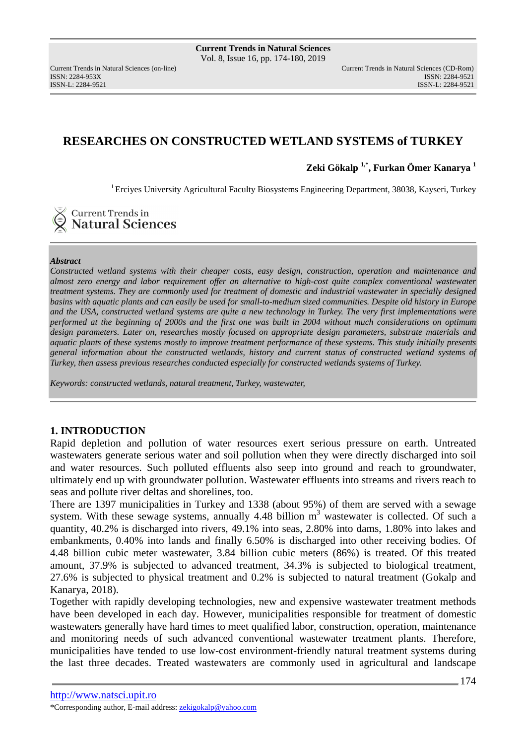# RESEARCHES ON CONSTRUCTED WETLAND SYSTEMS of TURKEY

**Zeki Gökalp [1,*], Furkan Ömer Kanarya [1]**

[1] Erciyes University Agricultural Faculty Biosystems Engineering Department, 38038, Kayseri, Turkey

***Abstract***

*Constructed wetland systems with their cheaper costs, easy design, construction, operation and maintenance and almost zero energy and labor requirement offer an alternative to high-cost quite complex conventional wastewater treatment systems. They are commonly used for treatment of domestic and industrial wastewater in specially designed basins with aquatic plants and can easily be used for small-to-medium sized communities. Despite old history in Europe and the USA, constructed wetland systems are quite a new technology in Turkey. The very first implementations were performed at the beginning of 2000s and the first one was built in 2004 without much considerations on optimum design parameters. Later on, researches mostly focused on appropriate design parameters, substrate materials and aquatic plants of these systems mostly to improve treatment performance of these systems. This study initially presents general information about the constructed wetlands, history and current status of constructed wetland systems of Turkey, then assess previous researches conducted especially for constructed wetlands systems of Turkey.*

*Keywords: constructed wetlands, natural treatment, Turkey, wastewater,*

## 1. INTRODUCTION

Rapid depletion and pollution of water resources exert serious pressure on earth. Untreated wastewaters generate serious water and soil pollution when they were directly discharged into soil and water resources. Such polluted effluents also seep into ground and reach to groundwater, ultimately end up with groundwater pollution. Wastewater effluents into streams and rivers reach to seas and pollute river deltas and shorelines, too.

There are 1397 municipalities in Turkey and 1338 (about 95%) of them are served with a sewage system. With these sewage systems, annually 4.48 billion $m^3$ wastewater is collected. Of such a quantity, 40.2% is discharged into rivers, 49.1% into seas, 2.80% into dams, 1.80% into lakes and embankments, 0.40% into lands and finally 6.50% is discharged into other receiving bodies. Of 4.48 billion cubic meter wastewater, 3.84 billion cubic meters (86%) is treated. Of this treated amount, 37.9% is subjected to advanced treatment, 34.3% is subjected to biological treatment, 27.6% is subjected to physical treatment and 0.2% is subjected to natural treatment (Gokalp and Kanarya, 2018).

Together with rapidly developing technologies, new and expensive wastewater treatment methods have been developed in each day. However, municipalities responsible for treatment of domestic wastewaters generally have hard times to meet qualified labor, construction, operation, maintenance and monitoring needs of such advanced conventional wastewater treatment plants. Therefore, municipalities have tended to use low-cost environment-friendly natural treatment systems during the last three decades. Treated wastewaters are commonly used in agricultural and landscape

*Corresponding author, E-mail address: zekigokalp@yahoo.com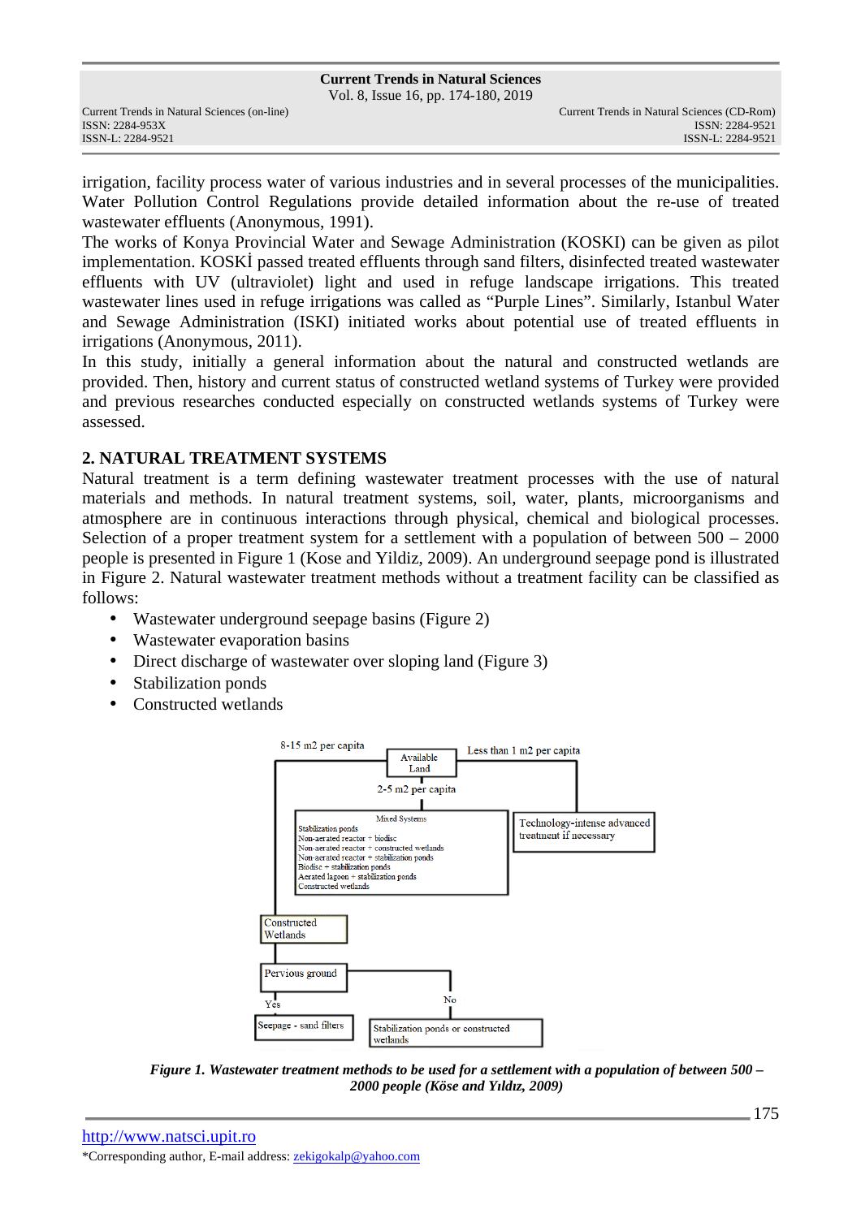irrigation, facility process water of various industries and in several processes of the municipalities. Water Pollution Control Regulations provide detailed information about the re-use of treated wastewater effluents (Anonymous, 1991).

The works of Konya Provincial Water and Sewage Administration (KOSKI) can be given as pilot implementation. KOSKİ passed treated effluents through sand filters, disinfected treated wastewater effluents with UV (ultraviolet) light and used in refuge landscape irrigations. This treated wastewater lines used in refuge irrigations was called as "Purple Lines". Similarly, Istanbul Water and Sewage Administration (ISKI) initiated works about potential use of treated effluents in irrigations (Anonymous, 2011).

In this study, initially a general information about the natural and constructed wetlands are provided. Then, history and current status of constructed wetland systems of Turkey were provided and previous researches conducted especially on constructed wetlands systems of Turkey were assessed.

## 2. NATURAL TREATMENT SYSTEMS

Natural treatment is a term defining wastewater treatment processes with the use of natural materials and methods. In natural treatment systems, soil, water, plants, microorganisms and atmosphere are in continuous interactions through physical, chemical and biological processes. Selection of a proper treatment system for a settlement with a population of between 500 – 2000 people is presented in Figure 1 (Kose and Yildiz, 2009). An underground seepage pond is illustrated in Figure 2. Natural wastewater treatment methods without a treatment facility can be classified as follows:

- Wastewater underground seepage basins (Figure 2)
- Wastewater evaporation basins
- Direct discharge of wastewater over sloping land (Figure 3)
- Stabilization ponds
- Constructed wetlands

*Figure 1. Wastewater treatment methods to be used for a settlement with a population of between 500 – 2000 people (Köse and Yıldız, 2009)*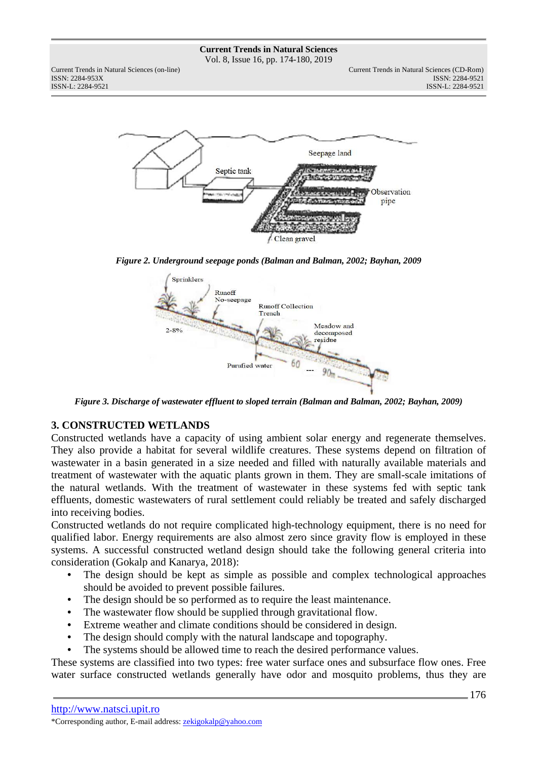*Figure 2. Underground seepage ponds (Balman and Balman, 2002; Bayhan, 2009*

*Figure 3. Discharge of wastewater effluent to sloped terrain (Balman and Balman, 2002; Bayhan, 2009)*

## 3. CONSTRUCTED WETLANDS

Constructed wetlands have a capacity of using ambient solar energy and regenerate themselves. They also provide a habitat for several wildlife creatures. These systems depend on filtration of wastewater in a basin generated in a size needed and filled with naturally available materials and treatment of wastewater with the aquatic plants grown in them. They are small-scale imitations of the natural wetlands. With the treatment of wastewater in these systems fed with septic tank effluents, domestic wastewaters of rural settlement could reliably be treated and safely discharged into receiving bodies.

Constructed wetlands do not require complicated high-technology equipment, there is no need for qualified labor. Energy requirements are also almost zero since gravity flow is employed in these systems. A successful constructed wetland design should take the following general criteria into consideration (Gokalp and Kanarya, 2018):

- The design should be kept as simple as possible and complex technological approaches should be avoided to prevent possible failures.
- The design should be so performed as to require the least maintenance.
- The wastewater flow should be supplied through gravitational flow.
- Extreme weather and climate conditions should be considered in design.
- The design should comply with the natural landscape and topography.
- The systems should be allowed time to reach the desired performance values.

These systems are classified into two types: free water surface ones and subsurface flow ones. Free water surface constructed wetlands generally have odor and mosquito problems, thus they are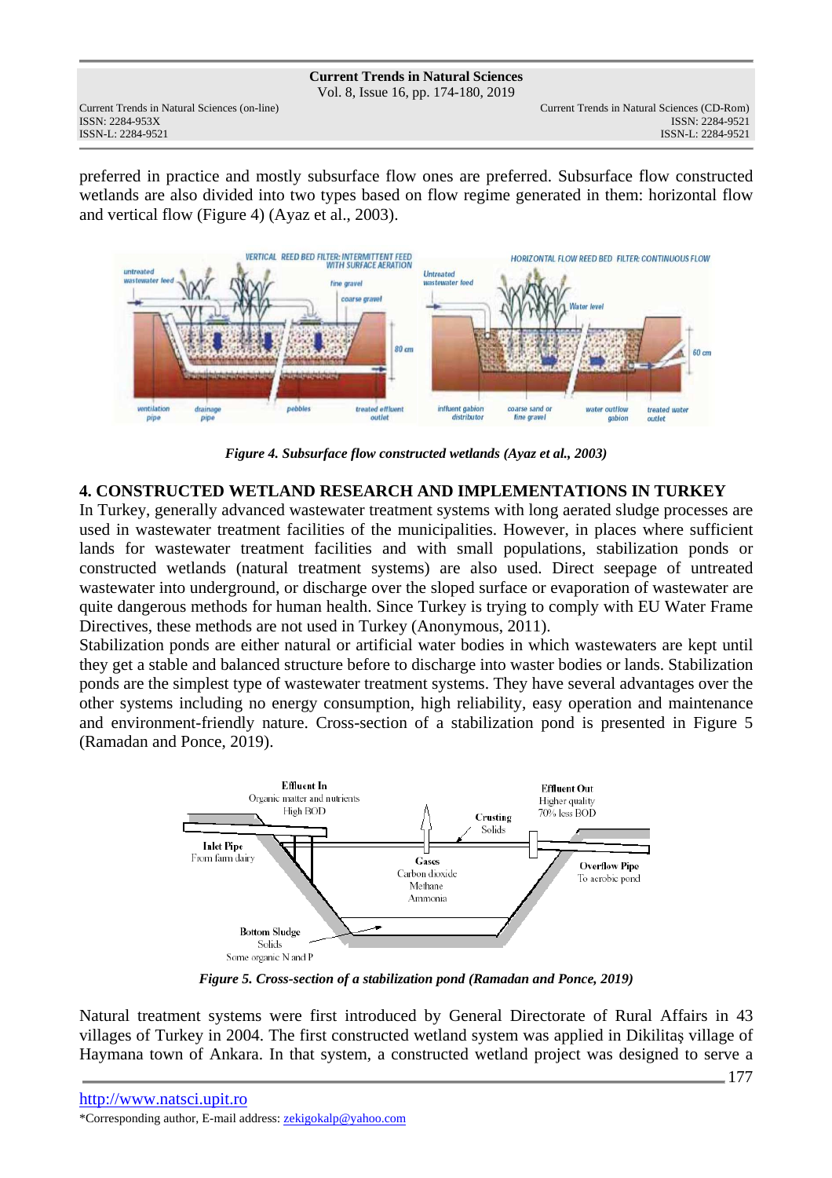preferred in practice and mostly subsurface flow ones are preferred. Subsurface flow constructed wetlands are also divided into two types based on flow regime generated in them: horizontal flow and vertical flow (Figure 4) (Ayaz et al., 2003).

*Figure 4. Subsurface flow constructed wetlands (Ayaz et al., 2003)*

## 4. CONSTRUCTED WETLAND RESEARCH AND IMPLEMENTATIONS IN TURKEY

In Turkey, generally advanced wastewater treatment systems with long aerated sludge processes are used in wastewater treatment facilities of the municipalities. However, in places where sufficient lands for wastewater treatment facilities and with small populations, stabilization ponds or constructed wetlands (natural treatment systems) are also used. Direct seepage of untreated wastewater into underground, or discharge over the sloped surface or evaporation of wastewater are quite dangerous methods for human health. Since Turkey is trying to comply with EU Water Frame Directives, these methods are not used in Turkey (Anonymous, 2011).

Stabilization ponds are either natural or artificial water bodies in which wastewaters are kept until they get a stable and balanced structure before to discharge into waster bodies or lands. Stabilization ponds are the simplest type of wastewater treatment systems. They have several advantages over the other systems including no energy consumption, high reliability, easy operation and maintenance and environment-friendly nature. Cross-section of a stabilization pond is presented in Figure 5 (Ramadan and Ponce, 2019).

*Figure 5. Cross-section of a stabilization pond (Ramadan and Ponce, 2019)*

Natural treatment systems were first introduced by General Directorate of Rural Affairs in 43 villages of Turkey in 2004. The first constructed wetland system was applied in Dikilitaş village of Haymana town of Ankara. In that system, a constructed wetland project was designed to serve a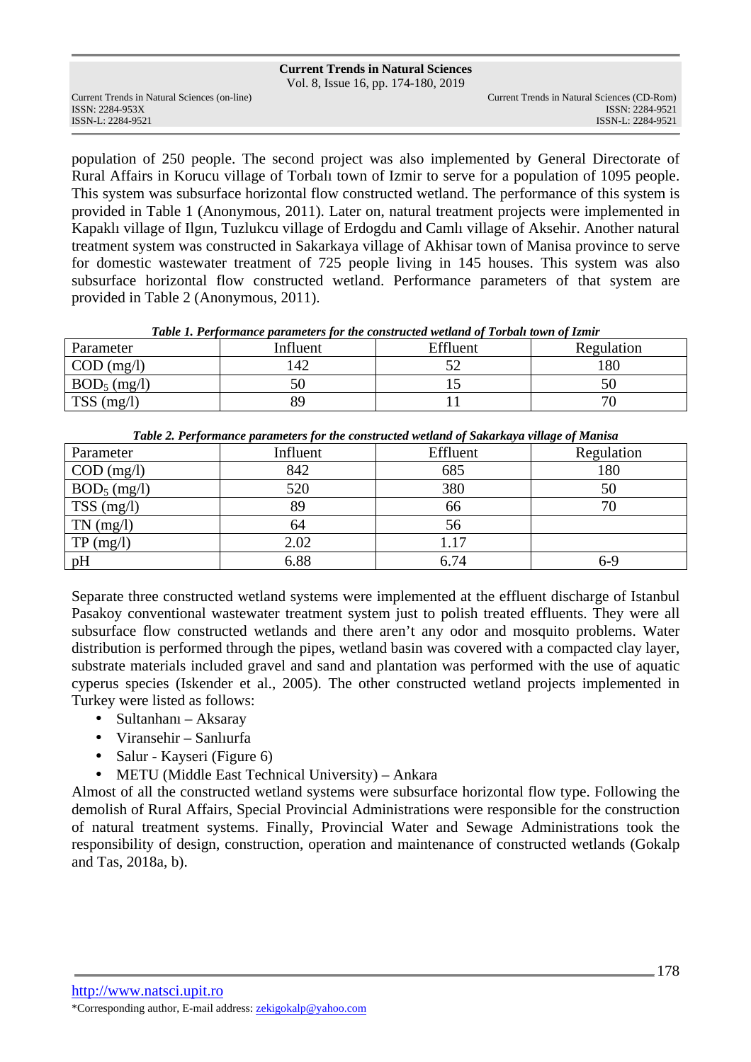population of 250 people. The second project was also implemented by General Directorate of Rural Affairs in Korucu village of Torbalı town of Izmir to serve for a population of 1095 people. This system was subsurface horizontal flow constructed wetland. The performance of this system is provided in Table 1 (Anonymous, 2011). Later on, natural treatment projects were implemented in Kapaklı village of Ilgın, Tuzlukcu village of Erdogdu and Camlı village of Aksehir. Another natural treatment system was constructed in Sakarkaya village of Akhisar town of Manisa province to serve for domestic wastewater treatment of 725 people living in 145 houses. This system was also subsurface horizontal flow constructed wetland. Performance parameters of that system are provided in Table 2 (Anonymous, 2011).

***Table 1. Performance parameters for the constructed wetland of Torbalı town of Izmir***

| Parameter | Influent | Effluent | Regulation |
|---|---|---|---|
| COD (mg/l) | 142 | 52 | 180 |
| $BOD_5$ (mg/l) | 50 | 15 | 50 |
| TSS (mg/l) | 89 | 11 | 70 |

***Table 2. Performance parameters for the constructed wetland of Sakarkaya village of Manisa***

| Parameter | Influent | Effluent | Regulation |
|---|---|---|---|
| COD (mg/l) | 842 | 685 | 180 |
| $BOD_5$ (mg/l) | 520 | 380 | 50 |
| TSS (mg/l) | 89 | 66 | 70 |
| TN (mg/l) | 64 | 56 | |
| TP (mg/l) | 2.02 | 1.17 | |
| pH | 6.88 | 6.74 | 6-9 |

Separate three constructed wetland systems were implemented at the effluent discharge of Istanbul Pasakoy conventional wastewater treatment system just to polish treated effluents. They were all subsurface flow constructed wetlands and there aren't any odor and mosquito problems. Water distribution is performed through the pipes, wetland basin was covered with a compacted clay layer, substrate materials included gravel and sand and plantation was performed with the use of aquatic cyperus species (Iskender et al., 2005). The other constructed wetland projects implemented in Turkey were listed as follows:

- Sultanhanı – Aksaray
- Viransehir – Sanlıurfa
- Salur - Kayseri (Figure 6)
- METU (Middle East Technical University) – Ankara

Almost of all the constructed wetland systems were subsurface horizontal flow type. Following the demolish of Rural Affairs, Special Provincial Administrations were responsible for the construction of natural treatment systems. Finally, Provincial Water and Sewage Administrations took the responsibility of design, construction, operation and maintenance of constructed wetlands (Gokalp and Tas, 2018a, b).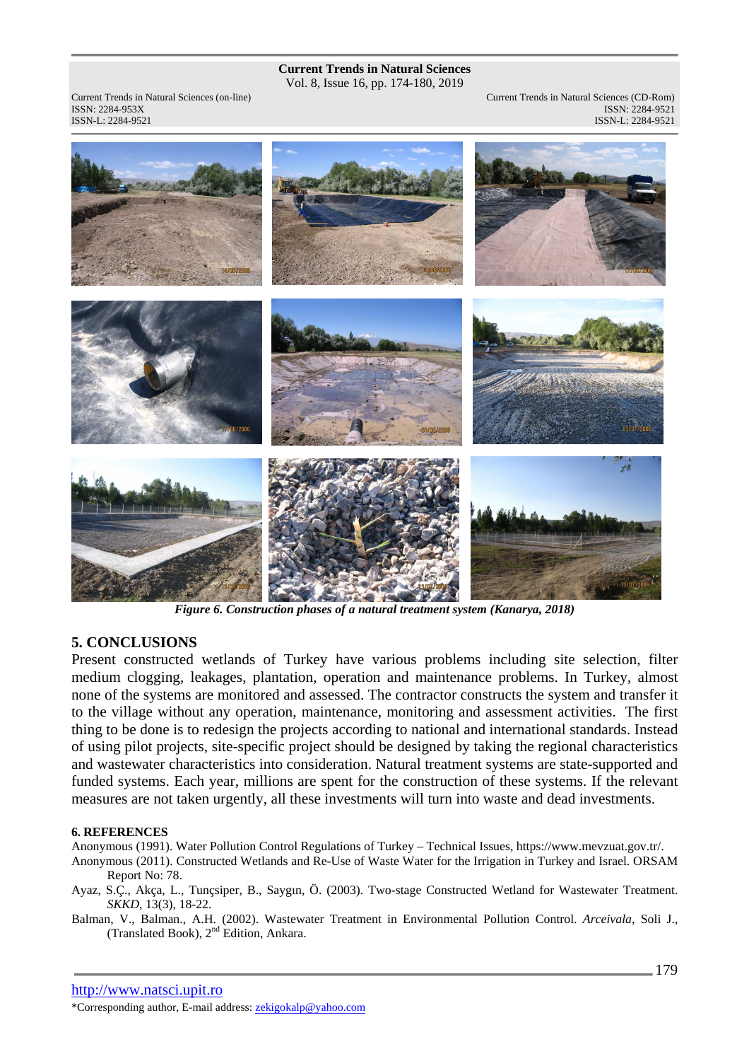*Figure 6. Construction phases of a natural treatment system (Kanarya, 2018)*

## 5. CONCLUSIONS

Present constructed wetlands of Turkey have various problems including site selection, filter medium clogging, leakages, plantation, operation and maintenance problems. In Turkey, almost none of the systems are monitored and assessed. The contractor constructs the system and transfer it to the village without any operation, maintenance, monitoring and assessment activities. The first thing to be done is to redesign the projects according to national and international standards. Instead of using pilot projects, site-specific project should be designed by taking the regional characteristics and wastewater characteristics into consideration. Natural treatment systems are state-supported and funded systems. Each year, millions are spent for the construction of these systems. If the relevant measures are not taken urgently, all these investments will turn into waste and dead investments.

### 6. REFERENCES

Anonymous (1991). Water Pollution Control Regulations of Turkey – Technical Issues, https://www.mevzuat.gov.tr/.

Anonymous (2011). Constructed Wetlands and Re-Use of Waste Water for the Irrigation in Turkey and Israel. ORSAM Report No: 78.

Ayaz, S.Ç., Akça, L., Tunçsiper, B., Saygın, Ö. (2003). Two-stage Constructed Wetland for Wastewater Treatment. *SKKD*, 13(3), 18-22.

Balman, V., Balman., A.H. (2002). Wastewater Treatment in Environmental Pollution Control. *Arceivala*, Soli J., (Translated Book), 2nd Edition, Ankara.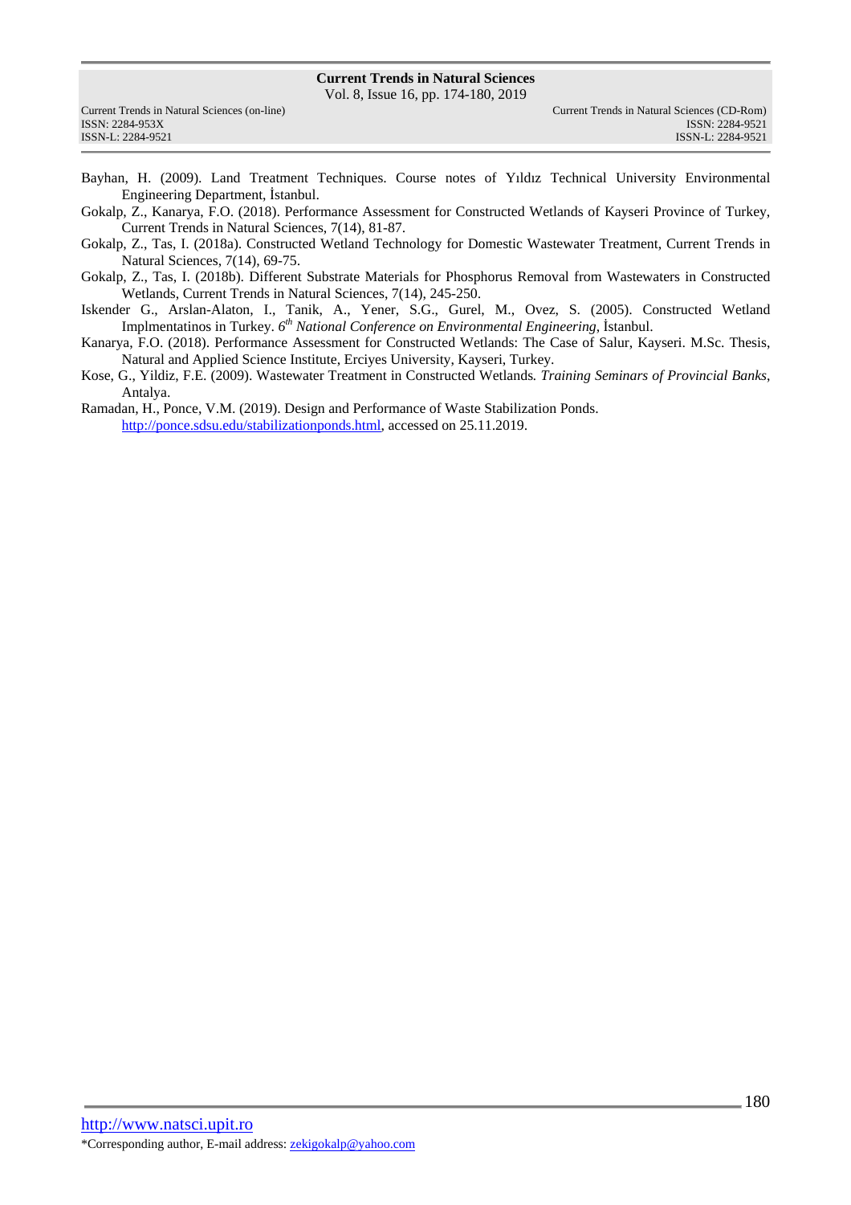Bayhan, H. (2009). Land Treatment Techniques. Course notes of Yıldız Technical University Environmental Engineering Department, İstanbul.

Gokalp, Z., Kanarya, F.O. (2018). Performance Assessment for Constructed Wetlands of Kayseri Province of Turkey, Current Trends in Natural Sciences, 7(14), 81-87.

Gokalp, Z., Tas, I. (2018a). Constructed Wetland Technology for Domestic Wastewater Treatment, Current Trends in Natural Sciences, 7(14), 69-75.

Gokalp, Z., Tas, I. (2018b). Different Substrate Materials for Phosphorus Removal from Wastewaters in Constructed Wetlands, Current Trends in Natural Sciences, 7(14), 245-250.

Iskender G., Arslan-Alaton, I., Tanik, A., Yener, S.G., Gurel, M., Ovez, S. (2005). Constructed Wetland Implmentatinos in Turkey. *6th National Conference on Environmental Engineering*, İstanbul.

Kanarya, F.O. (2018). Performance Assessment for Constructed Wetlands: The Case of Salur, Kayseri. M.Sc. Thesis, Natural and Applied Science Institute, Erciyes University, Kayseri, Turkey.

Kose, G., Yildiz, F.E. (2009). Wastewater Treatment in Constructed Wetlands. *Training Seminars of Provincial Banks*, Antalya.

Ramadan, H., Ponce, V.M. (2019). Design and Performance of Waste Stabilization Ponds. http://ponce.sdsu.edu/stabilizationponds.html, accessed on 25.11.2019.

*Corresponding author, E-mail address: zekigokalp@yahoo.com